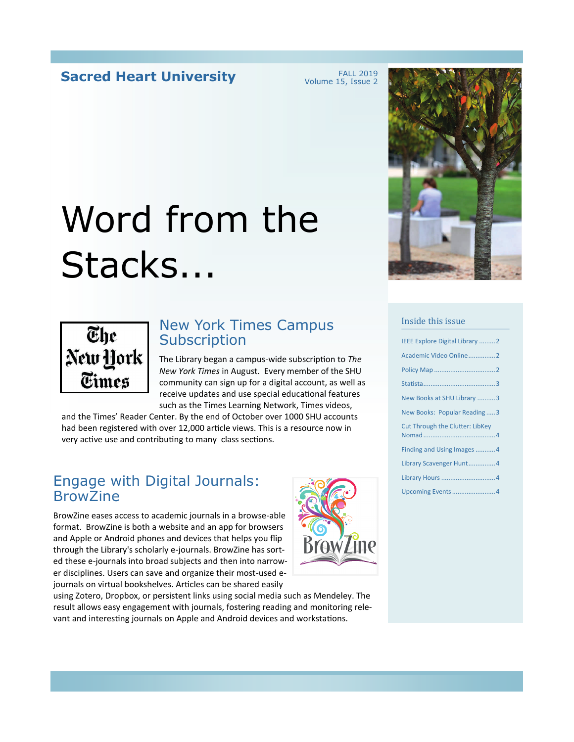**Sacred Heart University**

FALL 2019
Volume 15, Issue 2

# Word from the Stacks...

## New York Times Campus Subscription

The Library began a campus-wide subscription to *The New York Times* in August. Every member of the SHU community can sign up for a digital account, as well as receive updates and use special educational features such as the Times Learning Network, Times videos, and the Times' Reader Center. By the end of October over 1000 SHU accounts had been registered with over 12,000 article views. This is a resource now in very active use and contributing to many class sections.

## Engage with Digital Journals: BrowZine

BrowZine eases access to academic journals in a browse-able format. BrowZine is both a website and an app for browsers and Apple or Android phones and devices that helps you flip through the Library's scholarly e-journals. BrowZine has sorted these e-journals into broad subjects and then into narrower disciplines. Users can save and organize their most-used e-journals on virtual bookshelves. Articles can be shared easily using Zotero, Dropbox, or persistent links using social media such as Mendeley. The result allows easy engagement with journals, fostering reading and monitoring relevant and interesting journals on Apple and Android devices and workstations.

### Inside this issue

- IEEE Explore Digital Library ......... 2
- Academic Video Online ............... 2
- Policy Map ................................. 2
- Statista ....................................... 3
- New Books at SHU Library .......... 3
- New Books: Popular Reading ..... 3
- Cut Through the Clutter: LibKey Nomad ........................................ 4
- Finding and Using Images ........... 4
- Library Scavenger Hunt ............... 4
- Library Hours .............................. 4
- Upcoming Events ........................ 4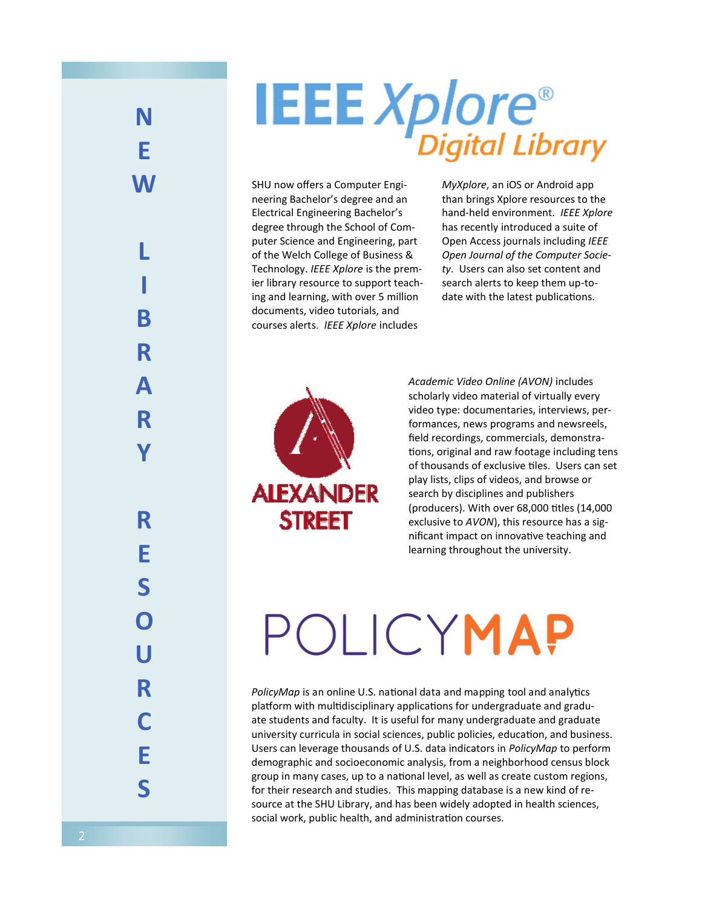# NEW LIBRARY RESOURCES

## IEEE Xplore® Digital Library

SHU now offers a Computer Engineering Bachelor's degree and an Electrical Engineering Bachelor's degree through the School of Computer Science and Engineering, part of the Welch College of Business & Technology. *IEEE Xplore* is the premier library resource to support teaching and learning, with over 5 million documents, video tutorials, and courses alerts. *IEEE Xplore* includes *MyXplore*, an iOS or Android app than brings Xplore resources to the hand-held environment. *IEEE Xplore* has recently introduced a suite of Open Access journals including *IEEE Open Journal of the Computer Society*. Users can also set content and search alerts to keep them up-to-date with the latest publications.

## ALEXANDER STREET

*Academic Video Online (AVON)* includes scholarly video material of virtually every video type: documentaries, interviews, performances, news programs and newsreels, field recordings, commercials, demonstrations, original and raw footage including tens of thousands of exclusive tiles. Users can set play lists, clips of videos, and browse or search by disciplines and publishers (producers). With over 68,000 titles (14,000 exclusive to *AVON*), this resource has a significant impact on innovative teaching and learning throughout the university.

## POLICYMAP

*PolicyMap* is an online U.S. national data and mapping tool and analytics platform with multidisciplinary applications for undergraduate and graduate students and faculty. It is useful for many undergraduate and graduate university curricula in social sciences, public policies, education, and business. Users can leverage thousands of U.S. data indicators in *PolicyMap* to perform demographic and socioeconomic analysis, from a neighborhood census block group in many cases, up to a national level, as well as create custom regions, for their research and studies. This mapping database is a new kind of resource at the SHU Library, and has been widely adopted in health sciences, social work, public health, and administration courses.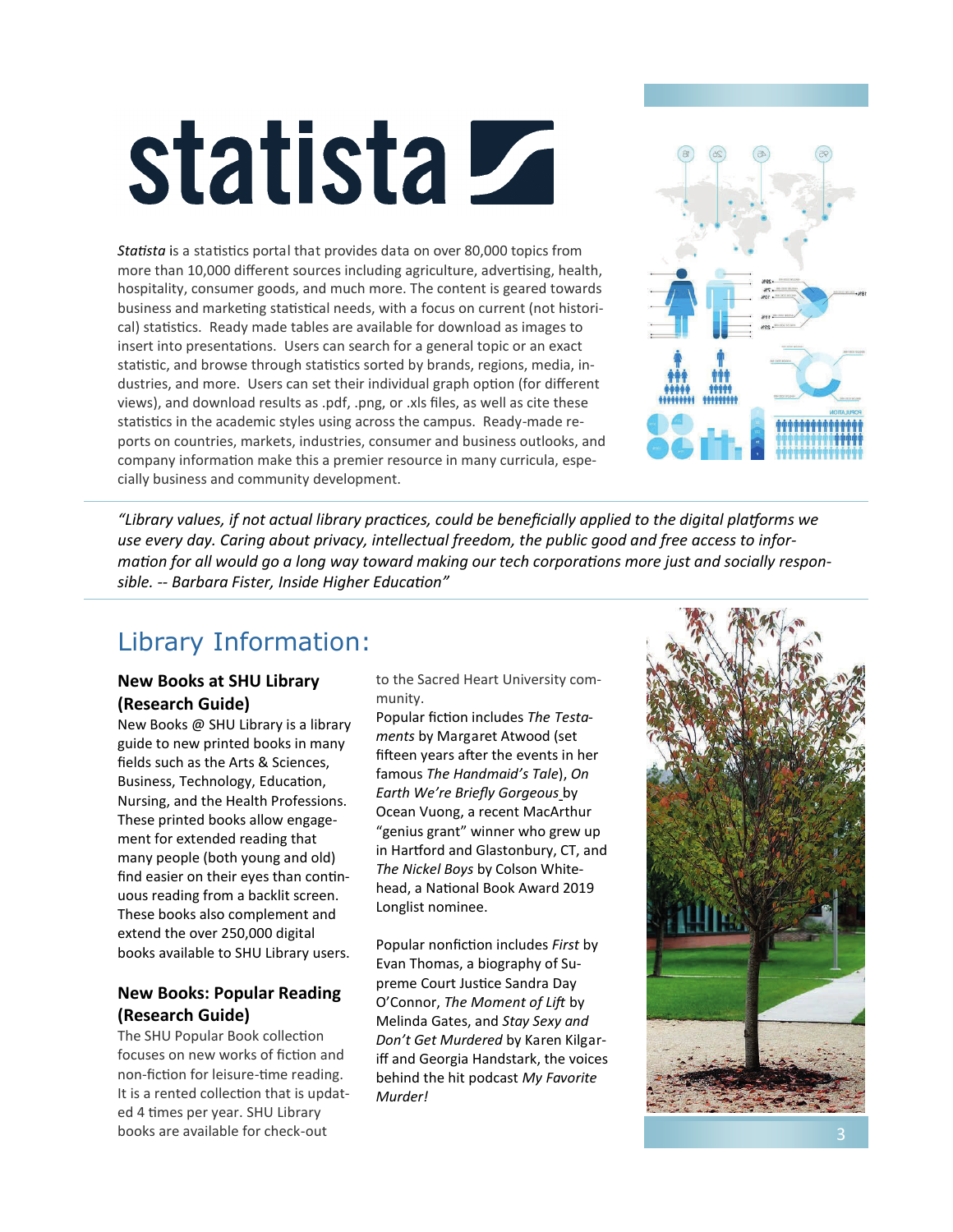# statista

*Statista* is a statistics portal that provides data on over 80,000 topics from more than 10,000 different sources including agriculture, advertising, health, hospitality, consumer goods, and much more. The content is geared towards business and marketing statistical needs, with a focus on current (not historical) statistics. Ready made tables are available for download as images to insert into presentations. Users can search for a general topic or an exact statistic, and browse through statistics sorted by brands, regions, media, industries, and more. Users can set their individual graph option (for different views), and download results as .pdf, .png, or .xls files, as well as cite these statistics in the academic styles using across the campus. Ready-made reports on countries, markets, industries, consumer and business outlooks, and company information make this a premier resource in many curricula, especially business and community development.

*"Library values, if not actual library practices, could be beneficially applied to the digital platforms we use every day. Caring about privacy, intellectual freedom, the public good and free access to information for all would go a long way toward making our tech corporations more just and socially responsible. -- Barbara Fister, Inside Higher Education"*

## Library Information:

### New Books at SHU Library (Research Guide)

New Books @ SHU Library is a library guide to new printed books in many fields such as the Arts & Sciences, Business, Technology, Education, Nursing, and the Health Professions. These printed books allow engagement for extended reading that many people (both young and old) find easier on their eyes than continuous reading from a backlit screen. These books also complement and extend the over 250,000 digital books available to SHU Library users.

### New Books: Popular Reading (Research Guide)

The SHU Popular Book collection focuses on new works of fiction and non-fiction for leisure-time reading. It is a rented collection that is updated 4 times per year. SHU Library books are available for check-out to the Sacred Heart University community.

Popular fiction includes *The Testaments* by Margaret Atwood (set fifteen years after the events in her famous *The Handmaid's Tale*), *On Earth We're Briefly Gorgeous* by Ocean Vuong, a recent MacArthur "genius grant" winner who grew up in Hartford and Glastonbury, CT, and *The Nickel Boys* by Colson Whitehead, a National Book Award 2019 Longlist nominee.

Popular nonfiction includes *First* by Evan Thomas, a biography of Supreme Court Justice Sandra Day O'Connor, *The Moment of Lift* by Melinda Gates, and *Stay Sexy and Don't Get Murdered* by Karen Kilgariff and Georgia Handstark, the voices behind the hit podcast *My Favorite Murder!*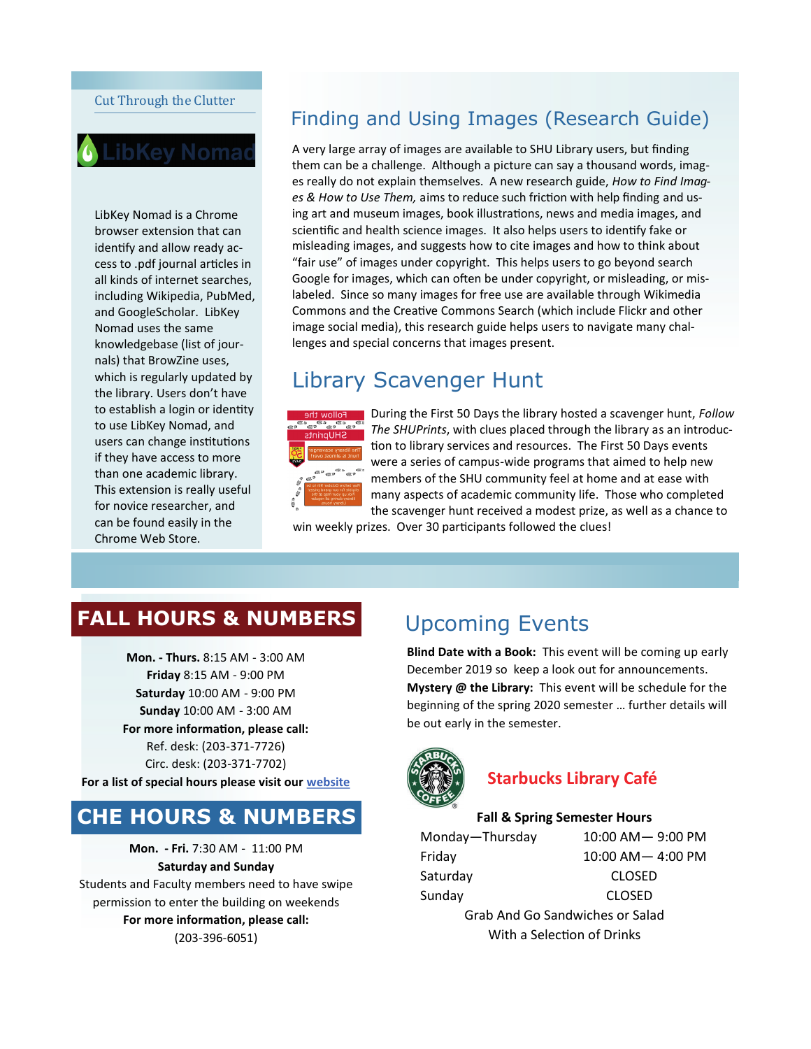Cut Through the Clutter

LibKey Nomad

LibKey Nomad is a Chrome browser extension that can identify and allow ready access to .pdf journal articles in all kinds of internet searches, including Wikipedia, PubMed, and GoogleScholar. LibKey Nomad uses the same knowledgebase (list of journals) that BrowZine uses, which is regularly updated by the library. Users don't have to establish a login or identity to use LibKey Nomad, and users can change institutions if they have access to more than one academic library. This extension is really useful for novice researcher, and can be found easily in the Chrome Web Store.

## Finding and Using Images (Research Guide)

A very large array of images are available to SHU Library users, but finding them can be a challenge. Although a picture can say a thousand words, images really do not explain themselves. A new research guide, *How to Find Images & How to Use Them,* aims to reduce such friction with help finding and using art and museum images, book illustrations, news and media images, and scientific and health science images. It also helps users to identify fake or misleading images, and suggests how to cite images and how to think about "fair use" of images under copyright. This helps users to go beyond search Google for images, which can often be under copyright, or misleading, or mislabeled. Since so many images for free use are available through Wikimedia Commons and the Creative Commons Search (which include Flickr and other image social media), this research guide helps users to navigate many challenges and special concerns that images present.

## Library Scavenger Hunt

During the First 50 Days the library hosted a scavenger hunt, *Follow The SHUPrints*, with clues placed through the library as an introduction to library services and resources. The First 50 Days events were a series of campus-wide programs that aimed to help new members of the SHU community feel at home and at ease with many aspects of academic community life. Those who completed the scavenger hunt received a modest prize, as well as a chance to win weekly prizes. Over 30 participants followed the clues!

## FALL HOURS & NUMBERS

**Mon. - Thurs.** 8:15 AM - 3:00 AM
**Friday** 8:15 AM - 9:00 PM
**Saturday** 10:00 AM - 9:00 PM
**Sunday** 10:00 AM - 3:00 AM
**For more information, please call:**
Ref. desk: (203-371-7726)
Circ. desk: (203-371-7702)
**For a list of special hours please visit our website**

## CHE HOURS & NUMBERS

**Mon. - Fri.** 7:30 AM - 11:00 PM
**Saturday and Sunday**
Students and Faculty members need to have swipe permission to enter the building on weekends
**For more information, please call:**
(203-396-6051)

## Upcoming Events

**Blind Date with a Book:** This event will be coming up early December 2019 so keep a look out for announcements.
**Mystery @ the Library:** This event will be schedule for the beginning of the spring 2020 semester … further details will be out early in the semester.

### Starbucks Library Café

**Fall & Spring Semester Hours**

| | |
|---|---|
| Monday—Thursday | 10:00 AM— 9:00 PM |
| Friday | 10:00 AM— 4:00 PM |
| Saturday | CLOSED |
| Sunday | CLOSED |

Grab And Go Sandwiches or Salad
With a Selection of Drinks